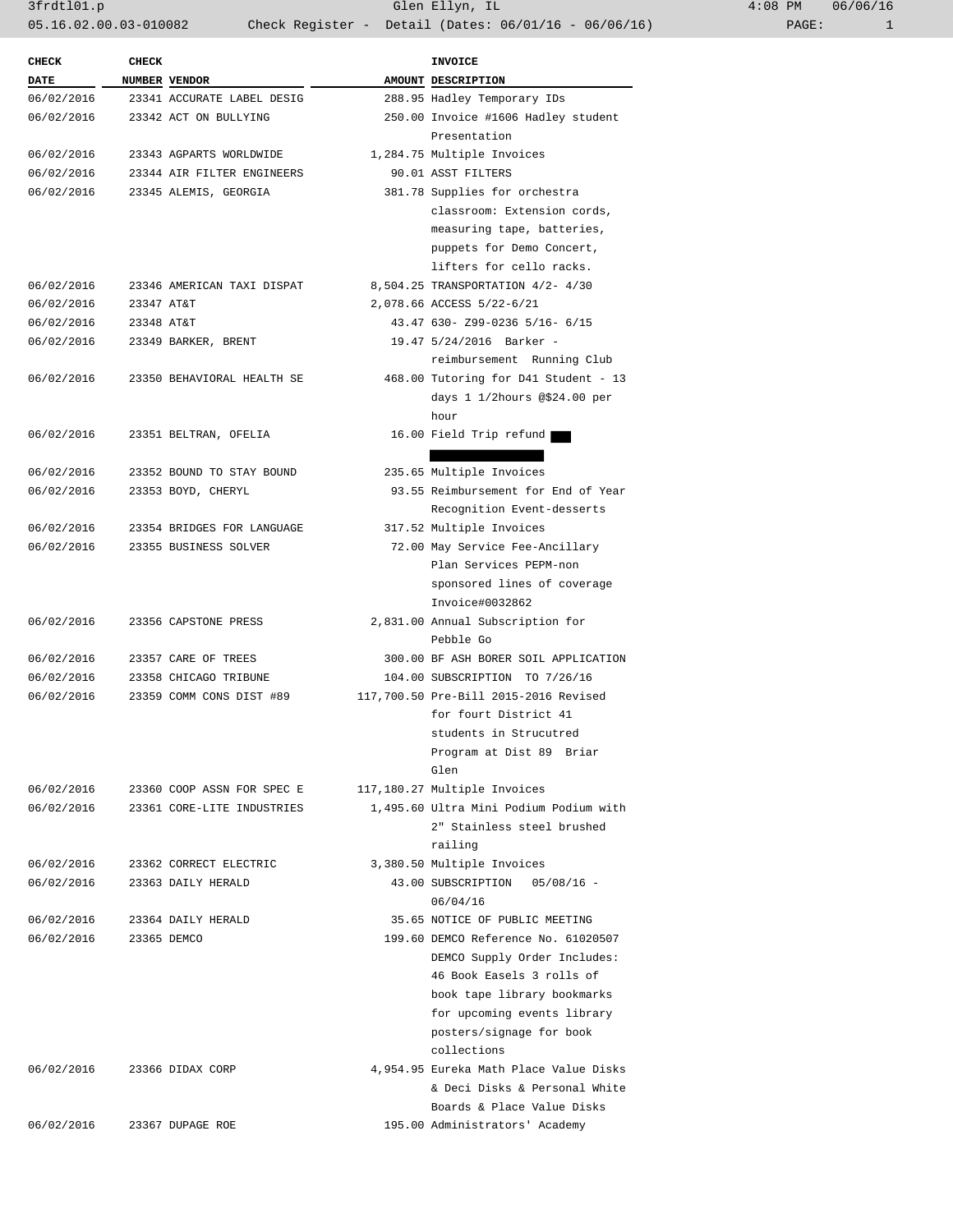| CHECK DATE | CHECK NUMBER | VENDOR | AMOUNT | INVOICE DESCRIPTION |
|---|---|---|---|---|
| 06/02/2016 | 23341 | ACCURATE LABEL DESIG | 288.95 | Hadley Temporary IDs |
| 06/02/2016 | 23342 | ACT ON BULLYING | 250.00 | Invoice #1606 Hadley student Presentation |
| 06/02/2016 | 23343 | AGPARTS WORLDWIDE | 1,284.75 | Multiple Invoices |
| 06/02/2016 | 23344 | AIR FILTER ENGINEERS | 90.01 | ASST FILTERS |
| 06/02/2016 | 23345 | ALEMIS, GEORGIA | 381.78 | Supplies for orchestra classroom: Extension cords, measuring tape, batteries, puppets for Demo Concert, lifters for cello racks. |
| 06/02/2016 | 23346 | AMERICAN TAXI DISPAT | 8,504.25 | TRANSPORTATION 4/2- 4/30 |
| 06/02/2016 | 23347 | AT&T | 2,078.66 | ACCESS 5/22-6/21 |
| 06/02/2016 | 23348 | AT&T | 43.47 | 630- Z99-0236 5/16- 6/15 |
| 06/02/2016 | 23349 | BARKER, BRENT | 19.47 | 5/24/2016 Barker - reimbursement Running Club |
| 06/02/2016 | 23350 | BEHAVIORAL HEALTH SE | 468.00 | Tutoring for D41 Student - 13 days 1 1/2hours @$24.00 per hour |
| 06/02/2016 | 23351 | BELTRAN, OFELIA | 16.00 | Field Trip refund |
| 06/02/2016 | 23352 | BOUND TO STAY BOUND | 235.65 | Multiple Invoices |
| 06/02/2016 | 23353 | BOYD, CHERYL | 93.55 | Reimbursement for End of Year Recognition Event-desserts |
| 06/02/2016 | 23354 | BRIDGES FOR LANGUAGE | 317.52 | Multiple Invoices |
| 06/02/2016 | 23355 | BUSINESS SOLVER | 72.00 | May Service Fee-Ancillary Plan Services PEPM-non sponsored lines of coverage Invoice#0032862 |
| 06/02/2016 | 23356 | CAPSTONE PRESS | 2,831.00 | Annual Subscription for Pebble Go |
| 06/02/2016 | 23357 | CARE OF TREES | 300.00 | BF ASH BORER SOIL APPLICATION |
| 06/02/2016 | 23358 | CHICAGO TRIBUNE | 104.00 | SUBSCRIPTION TO 7/26/16 |
| 06/02/2016 | 23359 | COMM CONS DIST #89 | 117,700.50 | Pre-Bill 2015-2016 Revised for fourt District 41 students in Strucutred Program at Dist 89 Briar Glen |
| 06/02/2016 | 23360 | COOP ASSN FOR SPEC E | 117,180.27 | Multiple Invoices |
| 06/02/2016 | 23361 | CORE-LITE INDUSTRIES | 1,495.60 | Ultra Mini Podium Podium with 2" Stainless steel brushed railing |
| 06/02/2016 | 23362 | CORRECT ELECTRIC | 3,380.50 | Multiple Invoices |
| 06/02/2016 | 23363 | DAILY HERALD | 43.00 | SUBSCRIPTION 05/08/16 - 06/04/16 |
| 06/02/2016 | 23364 | DAILY HERALD | 35.65 | NOTICE OF PUBLIC MEETING |
| 06/02/2016 | 23365 | DEMCO | 199.60 | DEMCO Reference No. 61020507 DEMCO Supply Order Includes: 46 Book Easels 3 rolls of book tape library bookmarks for upcoming events library posters/signage for book collections |
| 06/02/2016 | 23366 | DIDAX CORP | 4,954.95 | Eureka Math Place Value Disks & Deci Disks & Personal White Boards & Place Value Disks |
| 06/02/2016 | 23367 | DUPAGE ROE | 195.00 | Administrators' Academy |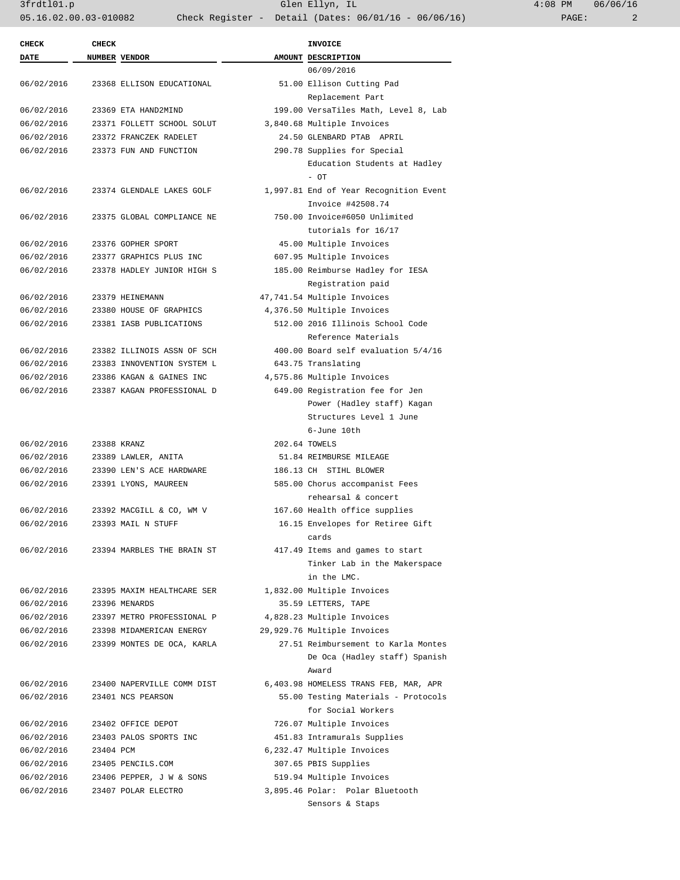| CHECK DATE | CHECK NUMBER | VENDOR | AMOUNT | INVOICE DESCRIPTION |
|---|---|---|---|---|
| | | | | 06/09/2016 |
| 06/02/2016 | 23368 | ELLISON EDUCATIONAL | 51.00 | Ellison Cutting Pad Replacement Part |
| 06/02/2016 | 23369 | ETA HAND2MIND | 199.00 | VersaTiles Math, Level 8, Lab |
| 06/02/2016 | 23371 | FOLLETT SCHOOL SOLUT | 3,840.68 | Multiple Invoices |
| 06/02/2016 | 23372 | FRANCZEK RADELET | 24.50 | GLENBARD PTAB APRIL |
| 06/02/2016 | 23373 | FUN AND FUNCTION | 290.78 | Supplies for Special Education Students at Hadley - OT |
| 06/02/2016 | 23374 | GLENDALE LAKES GOLF | 1,997.81 | End of Year Recognition Event Invoice #42508.74 |
| 06/02/2016 | 23375 | GLOBAL COMPLIANCE NE | 750.00 | Invoice#6050 Unlimited tutorials for 16/17 |
| 06/02/2016 | 23376 | GOPHER SPORT | 45.00 | Multiple Invoices |
| 06/02/2016 | 23377 | GRAPHICS PLUS INC | 607.95 | Multiple Invoices |
| 06/02/2016 | 23378 | HADLEY JUNIOR HIGH S | 185.00 | Reimburse Hadley for IESA Registration paid |
| 06/02/2016 | 23379 | HEINEMANN | 47,741.54 | Multiple Invoices |
| 06/02/2016 | 23380 | HOUSE OF GRAPHICS | 4,376.50 | Multiple Invoices |
| 06/02/2016 | 23381 | IASB PUBLICATIONS | 512.00 | 2016 Illinois School Code Reference Materials |
| 06/02/2016 | 23382 | ILLINOIS ASSN OF SCH | 400.00 | Board self evaluation 5/4/16 |
| 06/02/2016 | 23383 | INNOVENTION SYSTEM L | 643.75 | Translating |
| 06/02/2016 | 23386 | KAGAN & GAINES INC | 4,575.86 | Multiple Invoices |
| 06/02/2016 | 23387 | KAGAN PROFESSIONAL D | 649.00 | Registration fee for Jen Power (Hadley staff) Kagan Structures Level 1 June 6-June 10th |
| 06/02/2016 | 23388 | KRANZ | 202.64 | TOWELS |
| 06/02/2016 | 23389 | LAWLER, ANITA | 51.84 | REIMBURSE MILEAGE |
| 06/02/2016 | 23390 | LEN'S ACE HARDWARE | 186.13 | CH STIHL BLOWER |
| 06/02/2016 | 23391 | LYONS, MAUREEN | 585.00 | Chorus accompanist Fees rehearsal & concert |
| 06/02/2016 | 23392 | MACGILL & CO, WM V | 167.60 | Health office supplies |
| 06/02/2016 | 23393 | MAIL N STUFF | 16.15 | Envelopes for Retiree Gift cards |
| 06/02/2016 | 23394 | MARBLES THE BRAIN ST | 417.49 | Items and games to start Tinker Lab in the Makerspace in the LMC. |
| 06/02/2016 | 23395 | MAXIM HEALTHCARE SER | 1,832.00 | Multiple Invoices |
| 06/02/2016 | 23396 | MENARDS | 35.59 | LETTERS, TAPE |
| 06/02/2016 | 23397 | METRO PROFESSIONAL P | 4,828.23 | Multiple Invoices |
| 06/02/2016 | 23398 | MIDAMERICAN ENERGY | 29,929.76 | Multiple Invoices |
| 06/02/2016 | 23399 | MONTES DE OCA, KARLA | 27.51 | Reimbursement to Karla Montes De Oca (Hadley staff) Spanish Award |
| 06/02/2016 | 23400 | NAPERVILLE COMM DIST | 6,403.98 | HOMELESS TRANS FEB, MAR, APR |
| 06/02/2016 | 23401 | NCS PEARSON | 55.00 | Testing Materials - Protocols for Social Workers |
| 06/02/2016 | 23402 | OFFICE DEPOT | 726.07 | Multiple Invoices |
| 06/02/2016 | 23403 | PALOS SPORTS INC | 451.83 | Intramurals Supplies |
| 06/02/2016 | 23404 | PCM | 6,232.47 | Multiple Invoices |
| 06/02/2016 | 23405 | PENCILS.COM | 307.65 | PBIS Supplies |
| 06/02/2016 | 23406 | PEPPER, J W & SONS | 519.94 | Multiple Invoices |
| 06/02/2016 | 23407 | POLAR ELECTRO | 3,895.46 | Polar: Polar Bluetooth Sensors & Staps |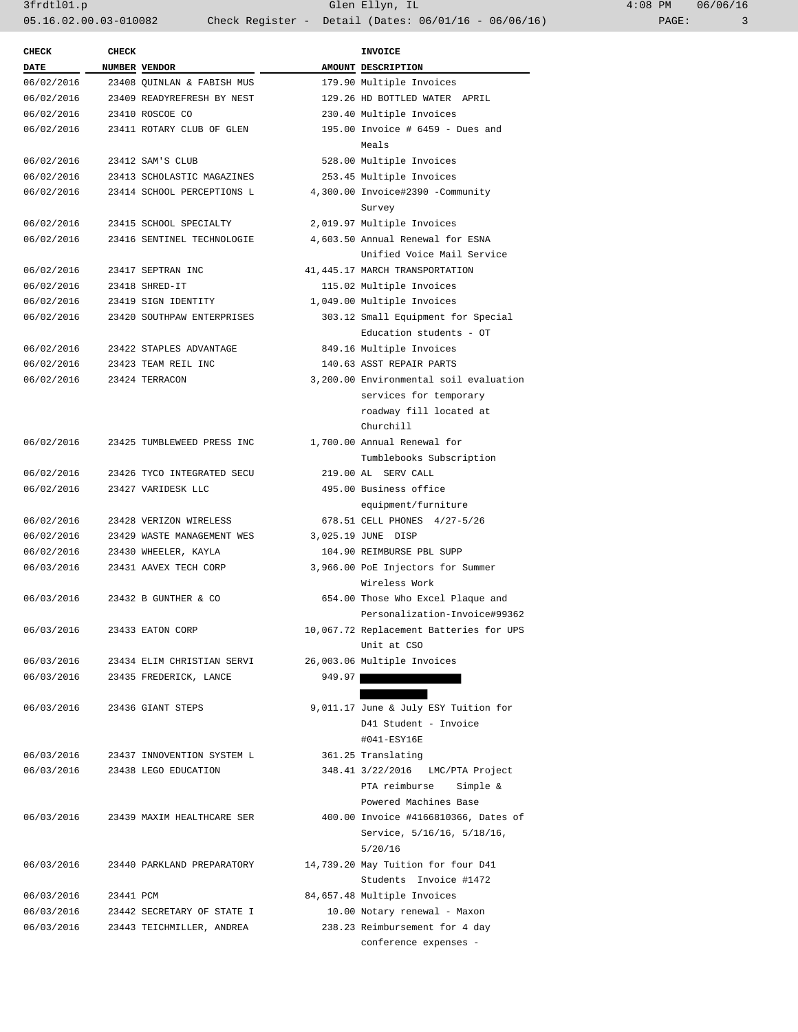| CHECK DATE | CHECK NUMBER | VENDOR | AMOUNT | INVOICE DESCRIPTION |
|---|---|---|---|---|
| 06/02/2016 | 23408 | QUINLAN & FABISH MUS | 179.90 | Multiple Invoices |
| 06/02/2016 | 23409 | READYREFRESH BY NEST | 129.26 | HD BOTTLED WATER APRIL |
| 06/02/2016 | 23410 | ROSCOE CO | 230.40 | Multiple Invoices |
| 06/02/2016 | 23411 | ROTARY CLUB OF GLEN | 195.00 | Invoice # 6459 - Dues and Meals |
| 06/02/2016 | 23412 | SAM'S CLUB | 528.00 | Multiple Invoices |
| 06/02/2016 | 23413 | SCHOLASTIC MAGAZINES | 253.45 | Multiple Invoices |
| 06/02/2016 | 23414 | SCHOOL PERCEPTIONS L | 4,300.00 | Invoice#2390 -Community Survey |
| 06/02/2016 | 23415 | SCHOOL SPECIALTY | 2,019.97 | Multiple Invoices |
| 06/02/2016 | 23416 | SENTINEL TECHNOLOGIE | 4,603.50 | Annual Renewal for ESNA Unified Voice Mail Service |
| 06/02/2016 | 23417 | SEPTRAN INC | 41,445.17 | MARCH TRANSPORTATION |
| 06/02/2016 | 23418 | SHRED-IT | 115.02 | Multiple Invoices |
| 06/02/2016 | 23419 | SIGN IDENTITY | 1,049.00 | Multiple Invoices |
| 06/02/2016 | 23420 | SOUTHPAW ENTERPRISES | 303.12 | Small Equipment for Special Education students - OT |
| 06/02/2016 | 23422 | STAPLES ADVANTAGE | 849.16 | Multiple Invoices |
| 06/02/2016 | 23423 | TEAM REIL INC | 140.63 | ASST REPAIR PARTS |
| 06/02/2016 | 23424 | TERRACON | 3,200.00 | Environmental soil evaluation services for temporary roadway fill located at Churchill |
| 06/02/2016 | 23425 | TUMBLEWEED PRESS INC | 1,700.00 | Annual Renewal for Tumblebooks Subscription |
| 06/02/2016 | 23426 | TYCO INTEGRATED SECU | 219.00 | AL SERV CALL |
| 06/02/2016 | 23427 | VARIDESK LLC | 495.00 | Business office equipment/furniture |
| 06/02/2016 | 23428 | VERIZON WIRELESS | 678.51 | CELL PHONES 4/27-5/26 |
| 06/02/2016 | 23429 | WASTE MANAGEMENT WES | 3,025.19 | JUNE DISP |
| 06/02/2016 | 23430 | WHEELER, KAYLA | 104.90 | REIMBURSE PBL SUPP |
| 06/03/2016 | 23431 | AAVEX TECH CORP | 3,966.00 | PoE Injectors for Summer Wireless Work |
| 06/03/2016 | 23432 | B GUNTHER & CO | 654.00 | Those Who Excel Plaque and Personalization-Invoice#99362 |
| 06/03/2016 | 23433 | EATON CORP | 10,067.72 | Replacement Batteries for UPS Unit at CSO |
| 06/03/2016 | 23434 | ELIM CHRISTIAN SERVI | 26,003.06 | Multiple Invoices |
| 06/03/2016 | 23435 | FREDERICK, LANCE | 949.97 | [REDACTED] |
| 06/03/2016 | 23436 | GIANT STEPS | 9,011.17 | June & July ESY Tuition for D41 Student - Invoice #041-ESY16E |
| 06/03/2016 | 23437 | INNOVENTION SYSTEM L | 361.25 | Translating |
| 06/03/2016 | 23438 | LEGO EDUCATION | 348.41 | 3/22/2016 LMC/PTA Project PTA reimburse Simple & Powered Machines Base |
| 06/03/2016 | 23439 | MAXIM HEALTHCARE SER | 400.00 | Invoice #4166810366, Dates of Service, 5/16/16, 5/18/16, 5/20/16 |
| 06/03/2016 | 23440 | PARKLAND PREPARATORY | 14,739.20 | May Tuition for four D41 Students Invoice #1472 |
| 06/03/2016 | 23441 | PCM | 84,657.48 | Multiple Invoices |
| 06/03/2016 | 23442 | SECRETARY OF STATE I | 10.00 | Notary renewal - Maxon |
| 06/03/2016 | 23443 | TEICHMILLER, ANDREA | 238.23 | Reimbursement for 4 day conference expenses - |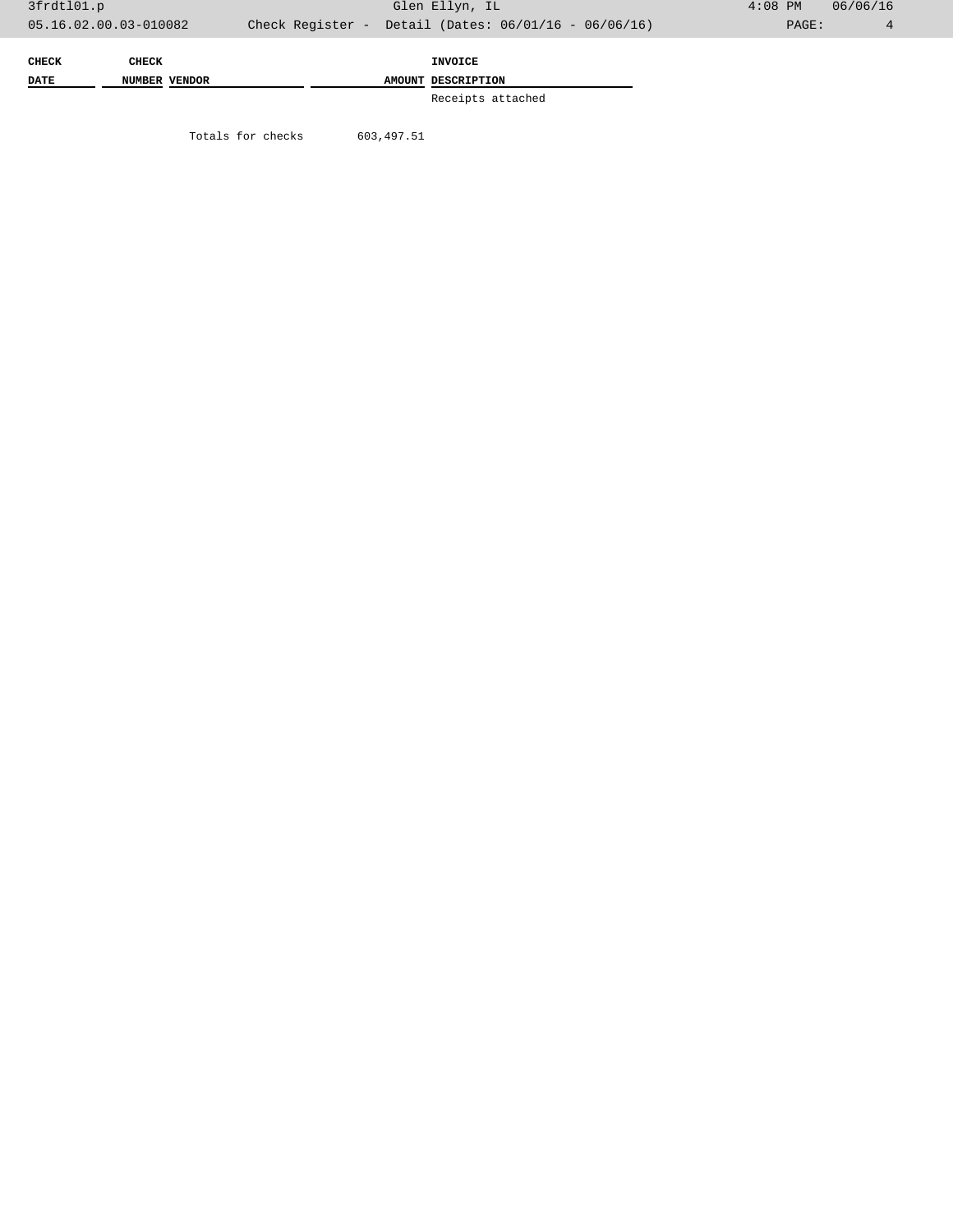| CHECK DATE | CHECK NUMBER | VENDOR | AMOUNT | INVOICE DESCRIPTION |
| --- | --- | --- | --- | --- |
| | | | | Receipts attached |
| | | Totals for checks | 603,497.51 | |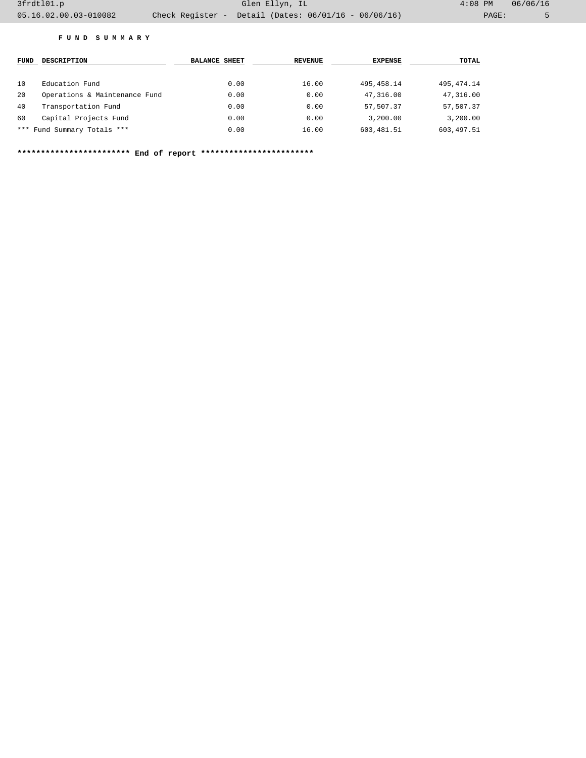**F U N D   S U M M A R Y**

| FUND | DESCRIPTION | BALANCE SHEET | REVENUE | EXPENSE | TOTAL |
|---|---|---|---|---|---|
| 10 | Education Fund | 0.00 | 16.00 | 495,458.14 | 495,474.14 |
| 20 | Operations & Maintenance Fund | 0.00 | 0.00 | 47,316.00 | 47,316.00 |
| 40 | Transportation Fund | 0.00 | 0.00 | 57,507.37 | 57,507.37 |
| 60 | Capital Projects Fund | 0.00 | 0.00 | 3,200.00 | 3,200.00 |
| *** Fund Summary Totals *** | | 0.00 | 16.00 | 603,481.51 | 603,497.51 |

************************ **End of report** ************************